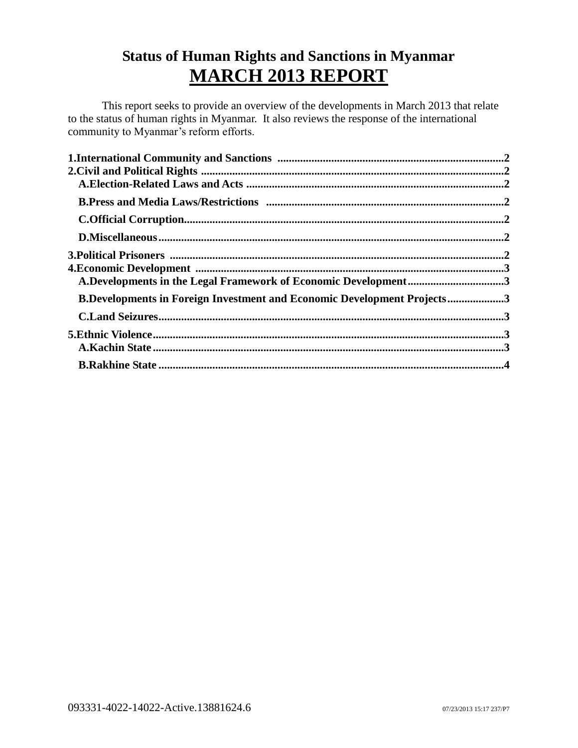# Status of Human Rights and Sanctions in Myanmar

## MARCH 2013 REPORT

This report seeks to provide an overview of the developments in March 2013 that relate to the status of human rights in Myanmar. It also reviews the response of the international community to Myanmar's reform efforts.

**1.International Community and Sanctions ..... 2**
**2.Civil and Political Rights ..... 2**
- **A.Election-Related Laws and Acts ..... 2**
- **B.Press and Media Laws/Restrictions ..... 2**
- **C.Official Corruption..... 2**
- **D.Miscellaneous..... 2**

**3.Political Prisoners ..... 2**
**4.Economic Development ..... 3**
- **A.Developments in the Legal Framework of Economic Development..... 3**
- **B.Developments in Foreign Investment and Economic Development Projects..... 3**
- **C.Land Seizures..... 3**

**5.Ethnic Violence..... 3**
- **A.Kachin State ..... 3**
- **B.Rakhine State ..... 4**

093331-4022-14022-Active.13881624.6 07/23/2013 15:17 237/P7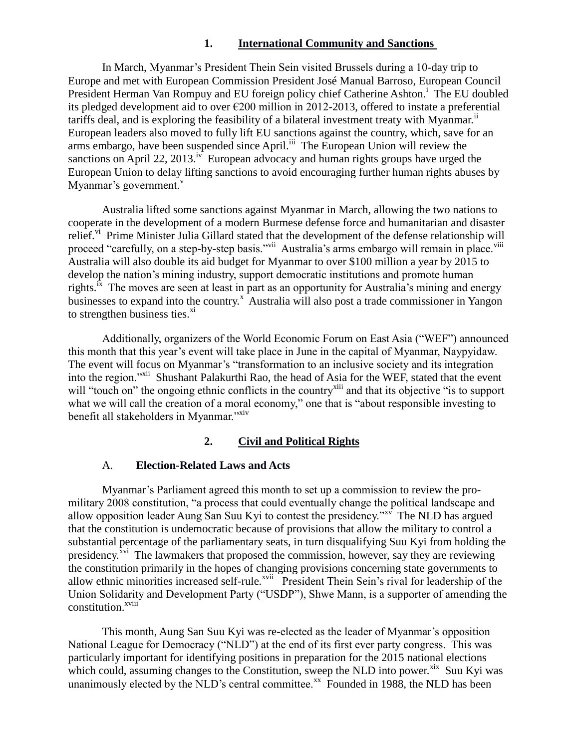## 1. International Community and Sanctions

In March, Myanmar's President Thein Sein visited Brussels during a 10-day trip to Europe and met with European Commission President José Manual Barroso, European Council President Herman Van Rompuy and EU foreign policy chief Catherine Ashton.[i] The EU doubled its pledged development aid to over €200 million in 2012-2013, offered to instate a preferential tariffs deal, and is exploring the feasibility of a bilateral investment treaty with Myanmar.[ii] European leaders also moved to fully lift EU sanctions against the country, which, save for an arms embargo, have been suspended since April.[iii] The European Union will review the sanctions on April 22, 2013.[iv] European advocacy and human rights groups have urged the European Union to delay lifting sanctions to avoid encouraging further human rights abuses by Myanmar's government.[v]

Australia lifted some sanctions against Myanmar in March, allowing the two nations to cooperate in the development of a modern Burmese defense force and humanitarian and disaster relief.[vi] Prime Minister Julia Gillard stated that the development of the defense relationship will proceed "carefully, on a step-by-step basis."[vii] Australia's arms embargo will remain in place.[viii] Australia will also double its aid budget for Myanmar to over $100 million a year by 2015 to develop the nation's mining industry, support democratic institutions and promote human rights.[ix] The moves are seen at least in part as an opportunity for Australia's mining and energy businesses to expand into the country.[x] Australia will also post a trade commissioner in Yangon to strengthen business ties.[xi]

Additionally, organizers of the World Economic Forum on East Asia ("WEF") announced this month that this year's event will take place in June in the capital of Myanmar, Naypyidaw. The event will focus on Myanmar's "transformation to an inclusive society and its integration into the region."[xii] Shushant Palakurthi Rao, the head of Asia for the WEF, stated that the event will "touch on" the ongoing ethnic conflicts in the country[xiii] and that its objective "is to support what we will call the creation of a moral economy," one that is "about responsible investing to benefit all stakeholders in Myanmar."[xiv]

## 2. Civil and Political Rights

### A. Election-Related Laws and Acts

Myanmar's Parliament agreed this month to set up a commission to review the pro-military 2008 constitution, "a process that could eventually change the political landscape and allow opposition leader Aung San Suu Kyi to contest the presidency."[xv] The NLD has argued that the constitution is undemocratic because of provisions that allow the military to control a substantial percentage of the parliamentary seats, in turn disqualifying Suu Kyi from holding the presidency.[xvi] The lawmakers that proposed the commission, however, say they are reviewing the constitution primarily in the hopes of changing provisions concerning state governments to allow ethnic minorities increased self-rule.[xvii] President Thein Sein's rival for leadership of the Union Solidarity and Development Party ("USDP"), Shwe Mann, is a supporter of amending the constitution.[xviii]

This month, Aung San Suu Kyi was re-elected as the leader of Myanmar's opposition National League for Democracy ("NLD") at the end of its first ever party congress. This was particularly important for identifying positions in preparation for the 2015 national elections which could, assuming changes to the Constitution, sweep the NLD into power.[xix] Suu Kyi was unanimously elected by the NLD's central committee.[xx] Founded in 1988, the NLD has been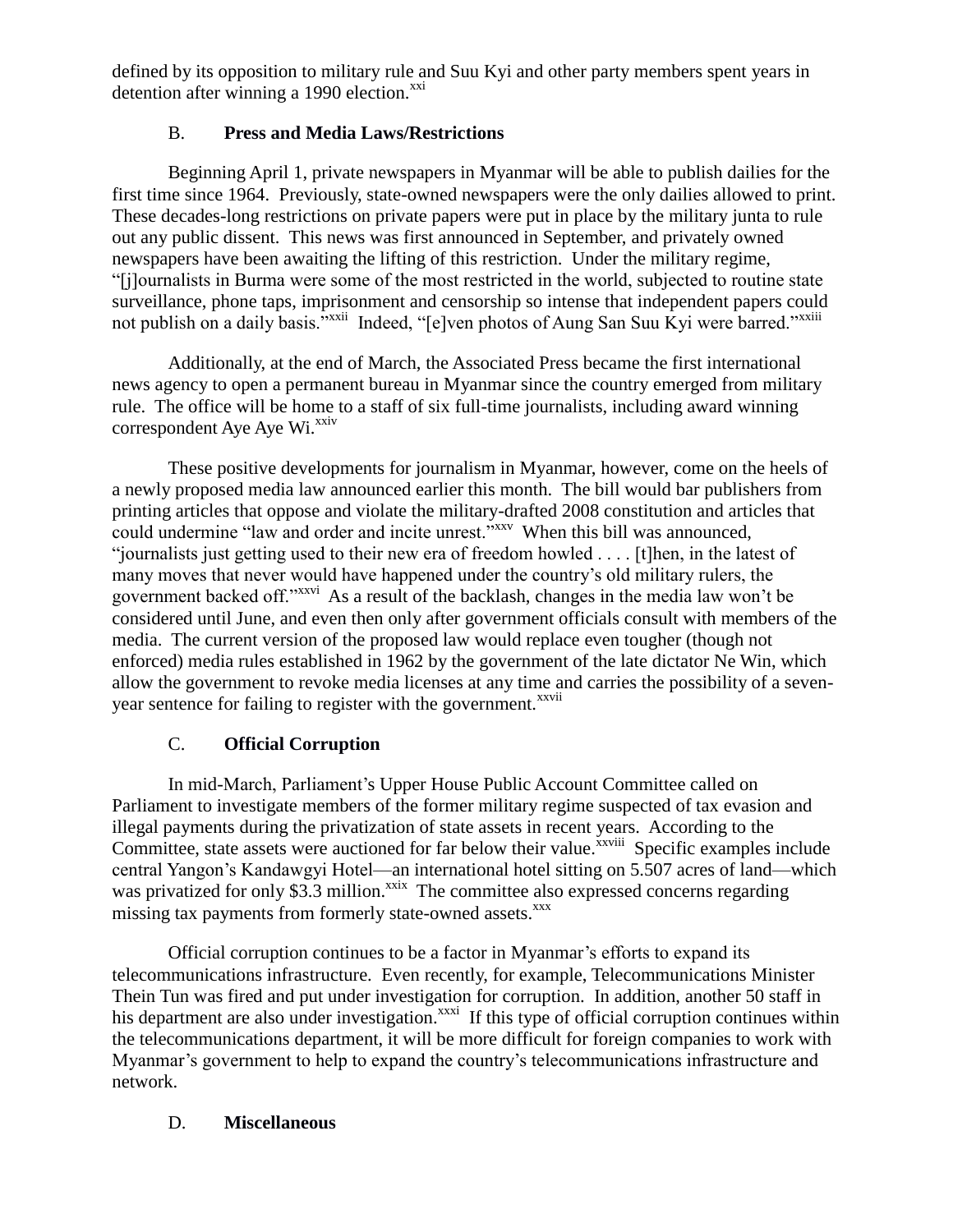defined by its opposition to military rule and Suu Kyi and other party members spent years in detention after winning a 1990 election.[xxi]

### B. **Press and Media Laws/Restrictions**

Beginning April 1, private newspapers in Myanmar will be able to publish dailies for the first time since 1964. Previously, state-owned newspapers were the only dailies allowed to print. These decades-long restrictions on private papers were put in place by the military junta to rule out any public dissent. This news was first announced in September, and privately owned newspapers have been awaiting the lifting of this restriction. Under the military regime, "[j]ournalists in Burma were some of the most restricted in the world, subjected to routine state surveillance, phone taps, imprisonment and censorship so intense that independent papers could not publish on a daily basis."[xxii] Indeed, "[e]ven photos of Aung San Suu Kyi were barred."[xxiii]

Additionally, at the end of March, the Associated Press became the first international news agency to open a permanent bureau in Myanmar since the country emerged from military rule. The office will be home to a staff of six full-time journalists, including award winning correspondent Aye Aye Wi.[xxiv]

These positive developments for journalism in Myanmar, however, come on the heels of a newly proposed media law announced earlier this month. The bill would bar publishers from printing articles that oppose and violate the military-drafted 2008 constitution and articles that could undermine "law and order and incite unrest."[xxv] When this bill was announced, "journalists just getting used to their new era of freedom howled . . . . [t]hen, in the latest of many moves that never would have happened under the country's old military rulers, the government backed off."[xxvi] As a result of the backlash, changes in the media law won't be considered until June, and even then only after government officials consult with members of the media. The current version of the proposed law would replace even tougher (though not enforced) media rules established in 1962 by the government of the late dictator Ne Win, which allow the government to revoke media licenses at any time and carries the possibility of a seven-year sentence for failing to register with the government.[xxvii]

### C. **Official Corruption**

In mid-March, Parliament's Upper House Public Account Committee called on Parliament to investigate members of the former military regime suspected of tax evasion and illegal payments during the privatization of state assets in recent years. According to the Committee, state assets were auctioned for far below their value.[xxviii] Specific examples include central Yangon's Kandawgyi Hotel—an international hotel sitting on 5.507 acres of land—which was privatized for only $3.3 million.[xxix] The committee also expressed concerns regarding missing tax payments from formerly state-owned assets.[xxx]

Official corruption continues to be a factor in Myanmar's efforts to expand its telecommunications infrastructure. Even recently, for example, Telecommunications Minister Thein Tun was fired and put under investigation for corruption. In addition, another 50 staff in his department are also under investigation.[xxxi] If this type of official corruption continues within the telecommunications department, it will be more difficult for foreign companies to work with Myanmar's government to help to expand the country's telecommunications infrastructure and network.

### D. **Miscellaneous**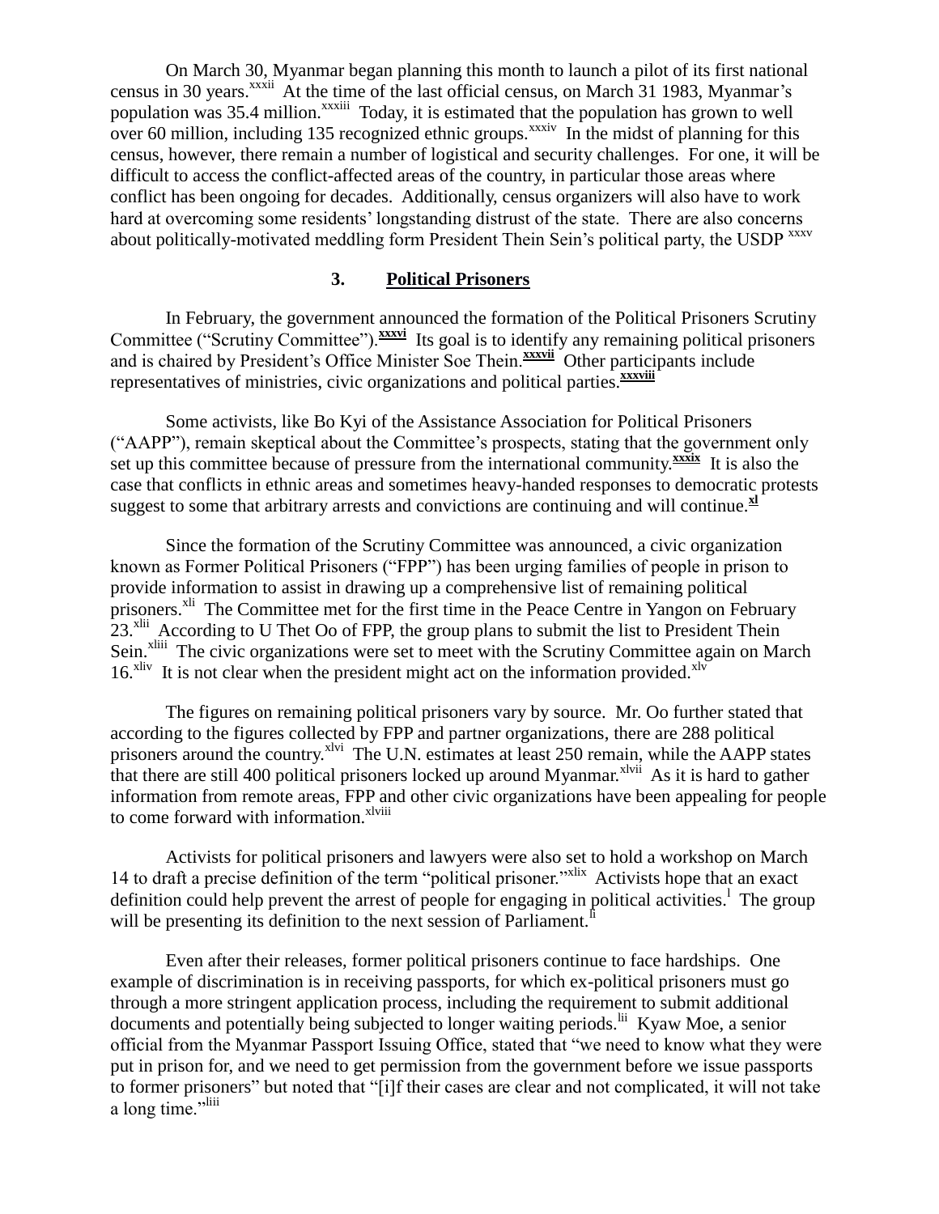On March 30, Myanmar began planning this month to launch a pilot of its first national census in 30 years.[xxxii] At the time of the last official census, on March 31 1983, Myanmar's population was 35.4 million.[xxxiii] Today, it is estimated that the population has grown to well over 60 million, including 135 recognized ethnic groups.[xxxiv] In the midst of planning for this census, however, there remain a number of logistical and security challenges. For one, it will be difficult to access the conflict-affected areas of the country, in particular those areas where conflict has been ongoing for decades. Additionally, census organizers will also have to work hard at overcoming some residents' longstanding distrust of the state. There are also concerns about politically-motivated meddling form President Thein Sein's political party, the USDP [xxxv]

### 3. Political Prisoners

In February, the government announced the formation of the Political Prisoners Scrutiny Committee ("Scrutiny Committee").[xxxvi] Its goal is to identify any remaining political prisoners and is chaired by President's Office Minister Soe Thein.[xxxvii] Other participants include representatives of ministries, civic organizations and political parties.[xxxviii]

Some activists, like Bo Kyi of the Assistance Association for Political Prisoners ("AAPP"), remain skeptical about the Committee's prospects, stating that the government only set up this committee because of pressure from the international community.[xxxix] It is also the case that conflicts in ethnic areas and sometimes heavy-handed responses to democratic protests suggest to some that arbitrary arrests and convictions are continuing and will continue.[xl]

Since the formation of the Scrutiny Committee was announced, a civic organization known as Former Political Prisoners ("FPP") has been urging families of people in prison to provide information to assist in drawing up a comprehensive list of remaining political prisoners.[xli] The Committee met for the first time in the Peace Centre in Yangon on February 23.[xlii] According to U Thet Oo of FPP, the group plans to submit the list to President Thein Sein.[xliii] The civic organizations were set to meet with the Scrutiny Committee again on March 16.[xliv] It is not clear when the president might act on the information provided.[xlv]

The figures on remaining political prisoners vary by source. Mr. Oo further stated that according to the figures collected by FPP and partner organizations, there are 288 political prisoners around the country.[xlvi] The U.N. estimates at least 250 remain, while the AAPP states that there are still 400 political prisoners locked up around Myanmar.[xlvii] As it is hard to gather information from remote areas, FPP and other civic organizations have been appealing for people to come forward with information.[xlviii]

Activists for political prisoners and lawyers were also set to hold a workshop on March 14 to draft a precise definition of the term "political prisoner."[xlix] Activists hope that an exact definition could help prevent the arrest of people for engaging in political activities.[l] The group will be presenting its definition to the next session of Parliament.[li]

Even after their releases, former political prisoners continue to face hardships. One example of discrimination is in receiving passports, for which ex-political prisoners must go through a more stringent application process, including the requirement to submit additional documents and potentially being subjected to longer waiting periods.[lii] Kyaw Moe, a senior official from the Myanmar Passport Issuing Office, stated that "we need to know what they were put in prison for, and we need to get permission from the government before we issue passports to former prisoners" but noted that "[i]f their cases are clear and not complicated, it will not take a long time."[liii]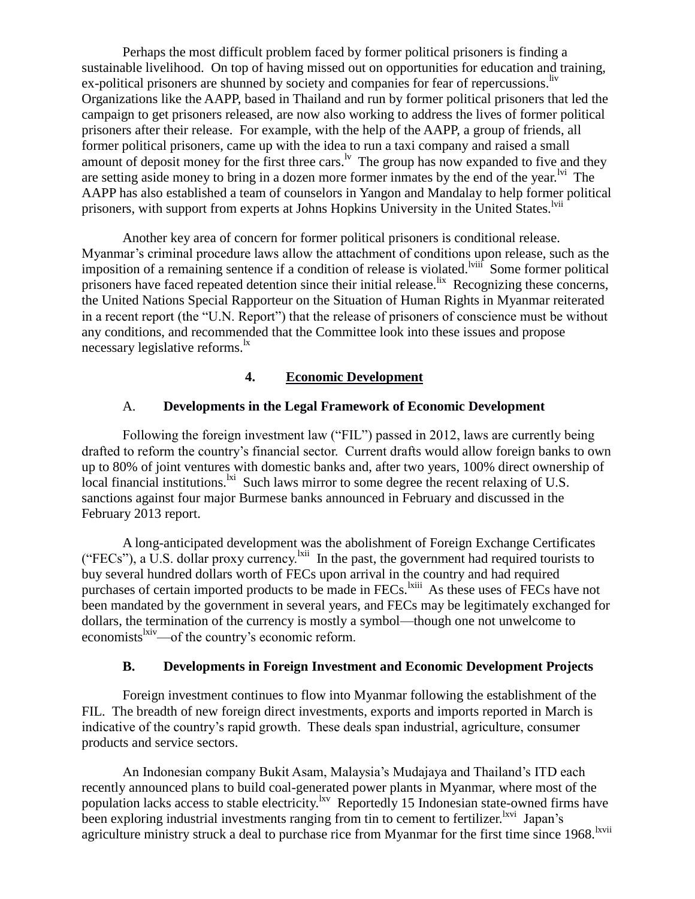Perhaps the most difficult problem faced by former political prisoners is finding a sustainable livelihood. On top of having missed out on opportunities for education and training, ex-political prisoners are shunned by society and companies for fear of repercussions.[liv] Organizations like the AAPP, based in Thailand and run by former political prisoners that led the campaign to get prisoners released, are now also working to address the lives of former political prisoners after their release. For example, with the help of the AAPP, a group of friends, all former political prisoners, came up with the idea to run a taxi company and raised a small amount of deposit money for the first three cars.[lv] The group has now expanded to five and they are setting aside money to bring in a dozen more former inmates by the end of the year.[lvi] The AAPP has also established a team of counselors in Yangon and Mandalay to help former political prisoners, with support from experts at Johns Hopkins University in the United States.[lvii]

Another key area of concern for former political prisoners is conditional release. Myanmar's criminal procedure laws allow the attachment of conditions upon release, such as the imposition of a remaining sentence if a condition of release is violated.[lviii] Some former political prisoners have faced repeated detention since their initial release.[lix] Recognizing these concerns, the United Nations Special Rapporteur on the Situation of Human Rights in Myanmar reiterated in a recent report (the "U.N. Report") that the release of prisoners of conscience must be without any conditions, and recommended that the Committee look into these issues and propose necessary legislative reforms.[lx]

## 4. Economic Development

### A. Developments in the Legal Framework of Economic Development

Following the foreign investment law ("FIL") passed in 2012, laws are currently being drafted to reform the country's financial sector. Current drafts would allow foreign banks to own up to 80% of joint ventures with domestic banks and, after two years, 100% direct ownership of local financial institutions.[lxi] Such laws mirror to some degree the recent relaxing of U.S. sanctions against four major Burmese banks announced in February and discussed in the February 2013 report.

A long-anticipated development was the abolishment of Foreign Exchange Certificates ("FECs"), a U.S. dollar proxy currency.[lxii] In the past, the government had required tourists to buy several hundred dollars worth of FECs upon arrival in the country and had required purchases of certain imported products to be made in FECs.[lxiii] As these uses of FECs have not been mandated by the government in several years, and FECs may be legitimately exchanged for dollars, the termination of the currency is mostly a symbol—though one not unwelcome to economists[lxiv]—of the country's economic reform.

### B. Developments in Foreign Investment and Economic Development Projects

Foreign investment continues to flow into Myanmar following the establishment of the FIL. The breadth of new foreign direct investments, exports and imports reported in March is indicative of the country's rapid growth. These deals span industrial, agriculture, consumer products and service sectors.

An Indonesian company Bukit Asam, Malaysia's Mudajaya and Thailand's ITD each recently announced plans to build coal-generated power plants in Myanmar, where most of the population lacks access to stable electricity.[lxv] Reportedly 15 Indonesian state-owned firms have been exploring industrial investments ranging from tin to cement to fertilizer.[lxvi] Japan's agriculture ministry struck a deal to purchase rice from Myanmar for the first time since 1968.[lxvii]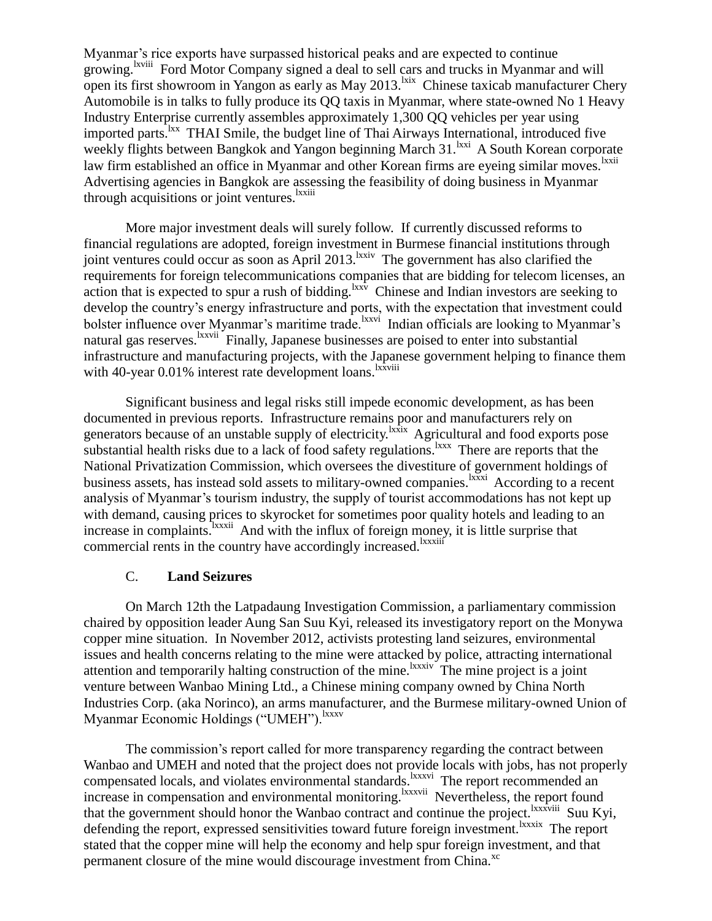Myanmar's rice exports have surpassed historical peaks and are expected to continue growing.[lxviii] Ford Motor Company signed a deal to sell cars and trucks in Myanmar and will open its first showroom in Yangon as early as May 2013.[lxix] Chinese taxicab manufacturer Chery Automobile is in talks to fully produce its QQ taxis in Myanmar, where state-owned No 1 Heavy Industry Enterprise currently assembles approximately 1,300 QQ vehicles per year using imported parts.[lxx] THAI Smile, the budget line of Thai Airways International, introduced five weekly flights between Bangkok and Yangon beginning March 31.[lxxi] A South Korean corporate law firm established an office in Myanmar and other Korean firms are eyeing similar moves.[lxxii] Advertising agencies in Bangkok are assessing the feasibility of doing business in Myanmar through acquisitions or joint ventures.[lxxiii]

More major investment deals will surely follow. If currently discussed reforms to financial regulations are adopted, foreign investment in Burmese financial institutions through joint ventures could occur as soon as April 2013.[lxxiv] The government has also clarified the requirements for foreign telecommunications companies that are bidding for telecom licenses, an action that is expected to spur a rush of bidding.[lxxv] Chinese and Indian investors are seeking to develop the country's energy infrastructure and ports, with the expectation that investment could bolster influence over Myanmar's maritime trade.[lxxvi] Indian officials are looking to Myanmar's natural gas reserves.[lxxvii] Finally, Japanese businesses are poised to enter into substantial infrastructure and manufacturing projects, with the Japanese government helping to finance them with 40-year 0.01% interest rate development loans.[lxxviii]

Significant business and legal risks still impede economic development, as has been documented in previous reports. Infrastructure remains poor and manufacturers rely on generators because of an unstable supply of electricity.[lxxix] Agricultural and food exports pose substantial health risks due to a lack of food safety regulations.[lxxx] There are reports that the National Privatization Commission, which oversees the divestiture of government holdings of business assets, has instead sold assets to military-owned companies.[lxxxi] According to a recent analysis of Myanmar's tourism industry, the supply of tourist accommodations has not kept up with demand, causing prices to skyrocket for sometimes poor quality hotels and leading to an increase in complaints.[lxxxii] And with the influx of foreign money, it is little surprise that commercial rents in the country have accordingly increased.[lxxxiii]

### C. **Land Seizures**

On March 12th the Latpadaung Investigation Commission, a parliamentary commission chaired by opposition leader Aung San Suu Kyi, released its investigatory report on the Monywa copper mine situation. In November 2012, activists protesting land seizures, environmental issues and health concerns relating to the mine were attacked by police, attracting international attention and temporarily halting construction of the mine.[lxxxiv] The mine project is a joint venture between Wanbao Mining Ltd., a Chinese mining company owned by China North Industries Corp. (aka Norinco), an arms manufacturer, and the Burmese military-owned Union of Myanmar Economic Holdings ("UMEH").[lxxxv]

The commission's report called for more transparency regarding the contract between Wanbao and UMEH and noted that the project does not provide locals with jobs, has not properly compensated locals, and violates environmental standards.[lxxxvi] The report recommended an increase in compensation and environmental monitoring.[lxxxvii] Nevertheless, the report found that the government should honor the Wanbao contract and continue the project.[lxxxviii] Suu Kyi, defending the report, expressed sensitivities toward future foreign investment.[lxxxix] The report stated that the copper mine will help the economy and help spur foreign investment, and that permanent closure of the mine would discourage investment from China.[xc]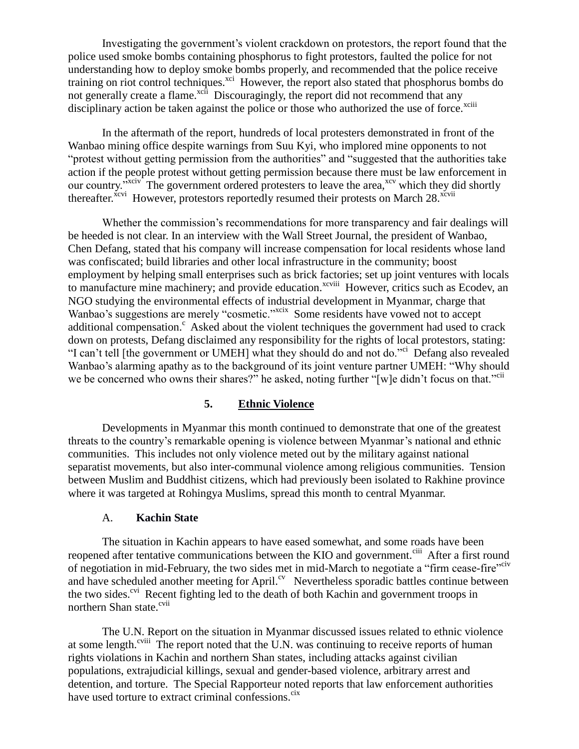Investigating the government's violent crackdown on protestors, the report found that the police used smoke bombs containing phosphorus to fight protestors, faulted the police for not understanding how to deploy smoke bombs properly, and recommended that the police receive training on riot control techniques.[xci] However, the report also stated that phosphorus bombs do not generally create a flame.[xcii] Discouragingly, the report did not recommend that any disciplinary action be taken against the police or those who authorized the use of force.[xciii]

In the aftermath of the report, hundreds of local protesters demonstrated in front of the Wanbao mining office despite warnings from Suu Kyi, who implored mine opponents to not "protest without getting permission from the authorities" and "suggested that the authorities take action if the people protest without getting permission because there must be law enforcement in our country."[xciv] The government ordered protesters to leave the area,[xcv] which they did shortly thereafter.[xcvi] However, protestors reportedly resumed their protests on March 28.[xcvii]

Whether the commission's recommendations for more transparency and fair dealings will be heeded is not clear. In an interview with the Wall Street Journal, the president of Wanbao, Chen Defang, stated that his company will increase compensation for local residents whose land was confiscated; build libraries and other local infrastructure in the community; boost employment by helping small enterprises such as brick factories; set up joint ventures with locals to manufacture mine machinery; and provide education.[xcviii] However, critics such as Ecodev, an NGO studying the environmental effects of industrial development in Myanmar, charge that Wanbao's suggestions are merely "cosmetic."[xcix] Some residents have vowed not to accept additional compensation.[c] Asked about the violent techniques the government had used to crack down on protests, Defang disclaimed any responsibility for the rights of local protestors, stating: "I can't tell [the government or UMEH] what they should do and not do."[ci] Defang also revealed Wanbao's alarming apathy as to the background of its joint venture partner UMEH: "Why should we be concerned who owns their shares?" he asked, noting further "[w]e didn't focus on that."[cii]

## 5. Ethnic Violence

Developments in Myanmar this month continued to demonstrate that one of the greatest threats to the country's remarkable opening is violence between Myanmar's national and ethnic communities. This includes not only violence meted out by the military against national separatist movements, but also inter-communal violence among religious communities. Tension between Muslim and Buddhist citizens, which had previously been isolated to Rakhine province where it was targeted at Rohingya Muslims, spread this month to central Myanmar.

### A. Kachin State

The situation in Kachin appears to have eased somewhat, and some roads have been reopened after tentative communications between the KIO and government.[ciii] After a first round of negotiation in mid-February, the two sides met in mid-March to negotiate a "firm cease-fire"[civ] and have scheduled another meeting for April.[cv] Nevertheless sporadic battles continue between the two sides.[cvi] Recent fighting led to the death of both Kachin and government troops in northern Shan state.[cvii]

The U.N. Report on the situation in Myanmar discussed issues related to ethnic violence at some length.[cviii] The report noted that the U.N. was continuing to receive reports of human rights violations in Kachin and northern Shan states, including attacks against civilian populations, extrajudicial killings, sexual and gender-based violence, arbitrary arrest and detention, and torture. The Special Rapporteur noted reports that law enforcement authorities have used torture to extract criminal confessions.[cix]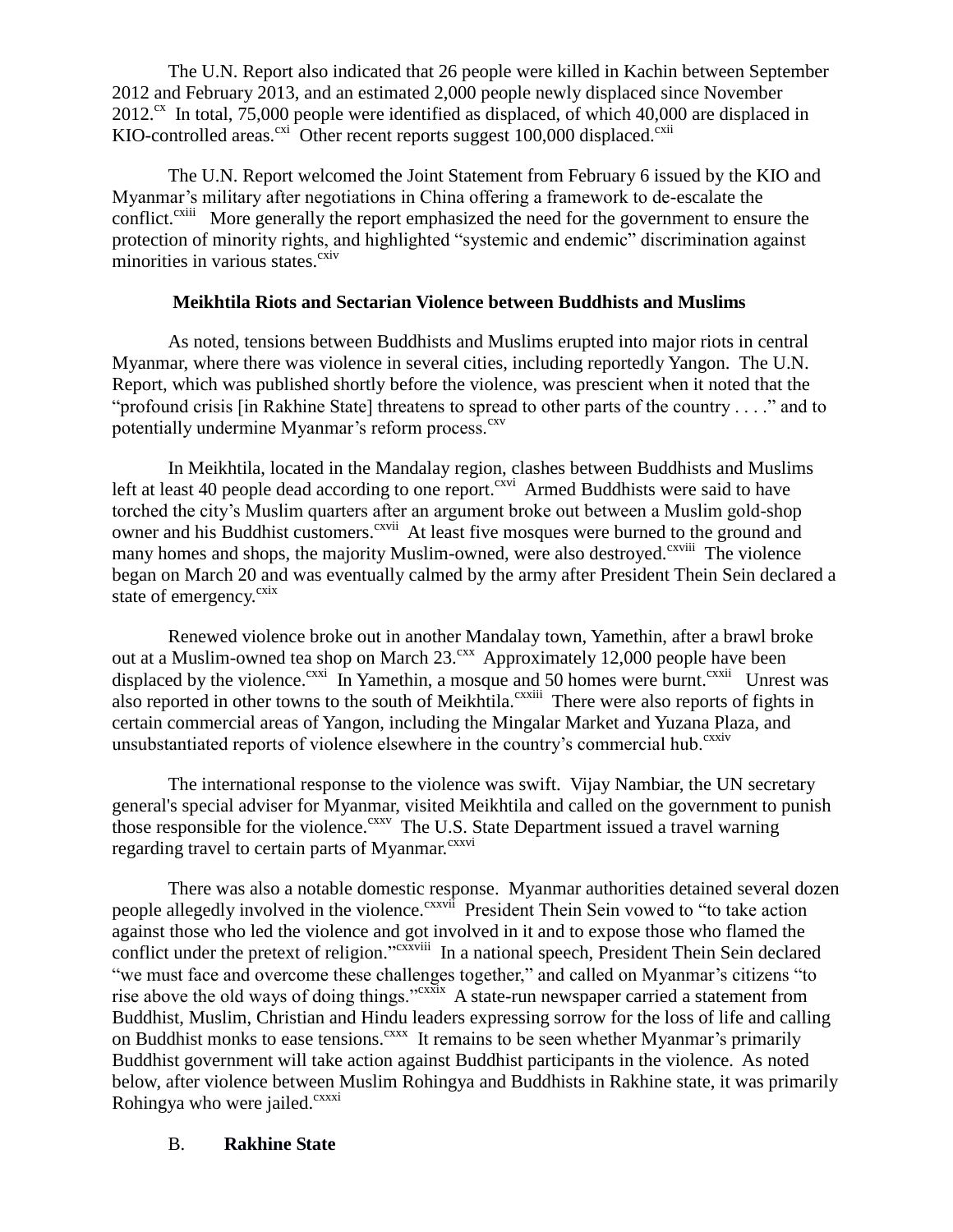The U.N. Report also indicated that 26 people were killed in Kachin between September 2012 and February 2013, and an estimated 2,000 people newly displaced since November 2012.[cx] In total, 75,000 people were identified as displaced, of which 40,000 are displaced in KIO-controlled areas.[cxi] Other recent reports suggest 100,000 displaced.[cxii]

The U.N. Report welcomed the Joint Statement from February 6 issued by the KIO and Myanmar's military after negotiations in China offering a framework to de-escalate the conflict.[cxiii] More generally the report emphasized the need for the government to ensure the protection of minority rights, and highlighted "systemic and endemic" discrimination against minorities in various states.[cxiv]

### Meikhtila Riots and Sectarian Violence between Buddhists and Muslims

As noted, tensions between Buddhists and Muslims erupted into major riots in central Myanmar, where there was violence in several cities, including reportedly Yangon. The U.N. Report, which was published shortly before the violence, was prescient when it noted that the "profound crisis [in Rakhine State] threatens to spread to other parts of the country . . . ." and to potentially undermine Myanmar's reform process.[cxv]

In Meikhtila, located in the Mandalay region, clashes between Buddhists and Muslims left at least 40 people dead according to one report.[cxvi] Armed Buddhists were said to have torched the city's Muslim quarters after an argument broke out between a Muslim gold-shop owner and his Buddhist customers.[cxvii] At least five mosques were burned to the ground and many homes and shops, the majority Muslim-owned, were also destroyed.[cxviii] The violence began on March 20 and was eventually calmed by the army after President Thein Sein declared a state of emergency.[cxix]

Renewed violence broke out in another Mandalay town, Yamethin, after a brawl broke out at a Muslim-owned tea shop on March 23.[cxx] Approximately 12,000 people have been displaced by the violence.[cxxi] In Yamethin, a mosque and 50 homes were burnt.[cxxii] Unrest was also reported in other towns to the south of Meikhtila.[cxxiii] There were also reports of fights in certain commercial areas of Yangon, including the Mingalar Market and Yuzana Plaza, and unsubstantiated reports of violence elsewhere in the country's commercial hub.[cxxiv]

The international response to the violence was swift. Vijay Nambiar, the UN secretary general's special adviser for Myanmar, visited Meikhtila and called on the government to punish those responsible for the violence.[cxxv] The U.S. State Department issued a travel warning regarding travel to certain parts of Myanmar.[cxxvi]

There was also a notable domestic response. Myanmar authorities detained several dozen people allegedly involved in the violence.[cxxvii] President Thein Sein vowed to "to take action against those who led the violence and got involved in it and to expose those who flamed the conflict under the pretext of religion."[cxxviii] In a national speech, President Thein Sein declared "we must face and overcome these challenges together," and called on Myanmar's citizens "to rise above the old ways of doing things."[cxxix] A state-run newspaper carried a statement from Buddhist, Muslim, Christian and Hindu leaders expressing sorrow for the loss of life and calling on Buddhist monks to ease tensions.[cxxx] It remains to be seen whether Myanmar's primarily Buddhist government will take action against Buddhist participants in the violence. As noted below, after violence between Muslim Rohingya and Buddhists in Rakhine state, it was primarily Rohingya who were jailed.[cxxxi]

### B. Rakhine State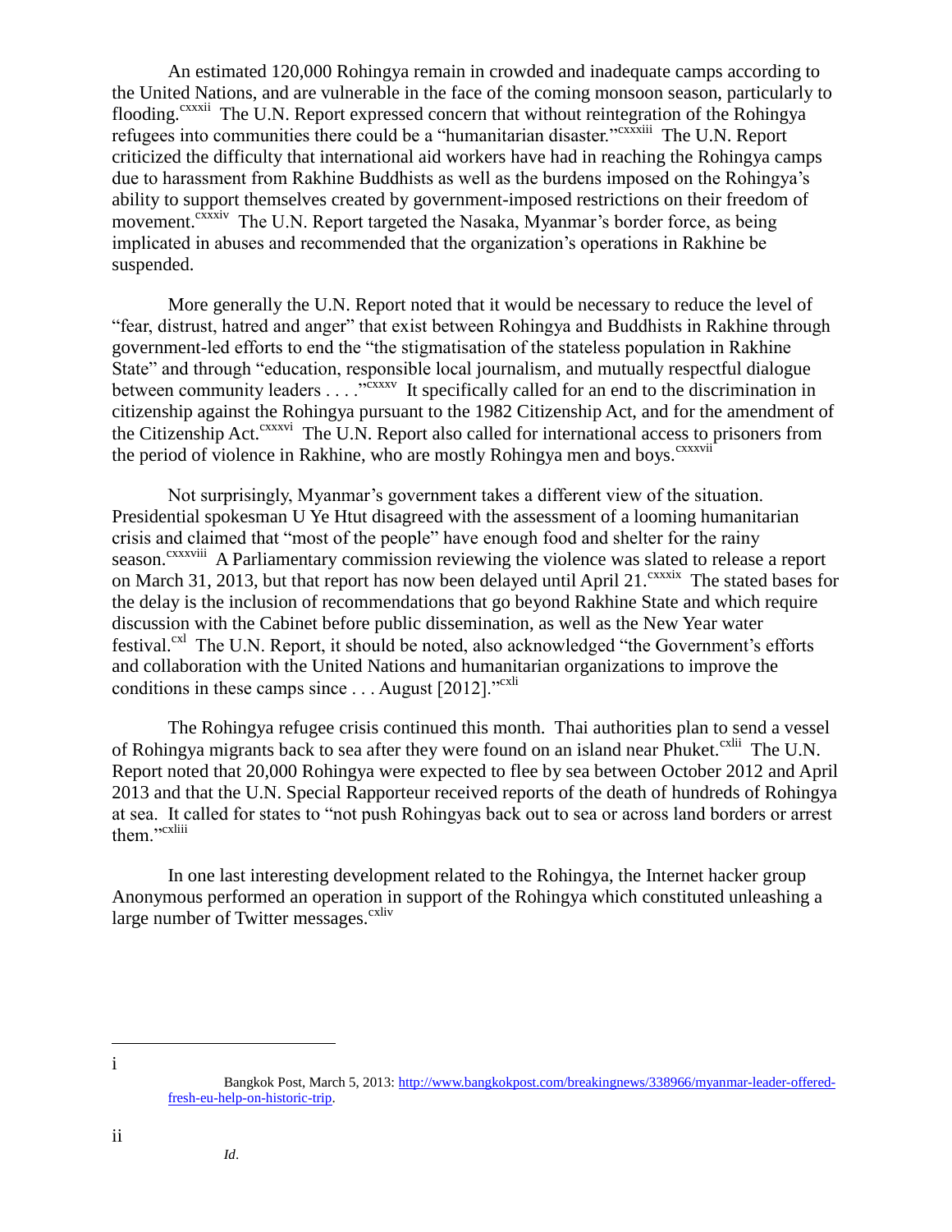An estimated 120,000 Rohingya remain in crowded and inadequate camps according to the United Nations, and are vulnerable in the face of the coming monsoon season, particularly to flooding.[cxxxii] The U.N. Report expressed concern that without reintegration of the Rohingya refugees into communities there could be a "humanitarian disaster."[cxxxiii] The U.N. Report criticized the difficulty that international aid workers have had in reaching the Rohingya camps due to harassment from Rakhine Buddhists as well as the burdens imposed on the Rohingya's ability to support themselves created by government-imposed restrictions on their freedom of movement.[cxxxiv] The U.N. Report targeted the Nasaka, Myanmar's border force, as being implicated in abuses and recommended that the organization's operations in Rakhine be suspended.

More generally the U.N. Report noted that it would be necessary to reduce the level of "fear, distrust, hatred and anger" that exist between Rohingya and Buddhists in Rakhine through government-led efforts to end the "the stigmatisation of the stateless population in Rakhine State" and through "education, responsible local journalism, and mutually respectful dialogue between community leaders . . . ."[cxxxv] It specifically called for an end to the discrimination in citizenship against the Rohingya pursuant to the 1982 Citizenship Act, and for the amendment of the Citizenship Act.[cxxxvi] The U.N. Report also called for international access to prisoners from the period of violence in Rakhine, who are mostly Rohingya men and boys.[cxxxvii]

Not surprisingly, Myanmar's government takes a different view of the situation. Presidential spokesman U Ye Htut disagreed with the assessment of a looming humanitarian crisis and claimed that "most of the people" have enough food and shelter for the rainy season.[cxxxviii] A Parliamentary commission reviewing the violence was slated to release a report on March 31, 2013, but that report has now been delayed until April 21.[cxxxix] The stated bases for the delay is the inclusion of recommendations that go beyond Rakhine State and which require discussion with the Cabinet before public dissemination, as well as the New Year water festival.[cxl] The U.N. Report, it should be noted, also acknowledged "the Government's efforts and collaboration with the United Nations and humanitarian organizations to improve the conditions in these camps since . . . August [2012]."[cxli]

The Rohingya refugee crisis continued this month. Thai authorities plan to send a vessel of Rohingya migrants back to sea after they were found on an island near Phuket.[cxlii] The U.N. Report noted that 20,000 Rohingya were expected to flee by sea between October 2012 and April 2013 and that the U.N. Special Rapporteur received reports of the death of hundreds of Rohingya at sea. It called for states to "not push Rohingyas back out to sea or across land borders or arrest them."[cxliii]

In one last interesting development related to the Rohingya, the Internet hacker group Anonymous performed an operation in support of the Rohingya which constituted unleashing a large number of Twitter messages.[cxliv]

---

i Bangkok Post, March 5, 2013: http://www.bangkokpost.com/breakingnews/338966/myanmar-leader-offered-fresh-eu-help-on-historic-trip.

ii *Id*.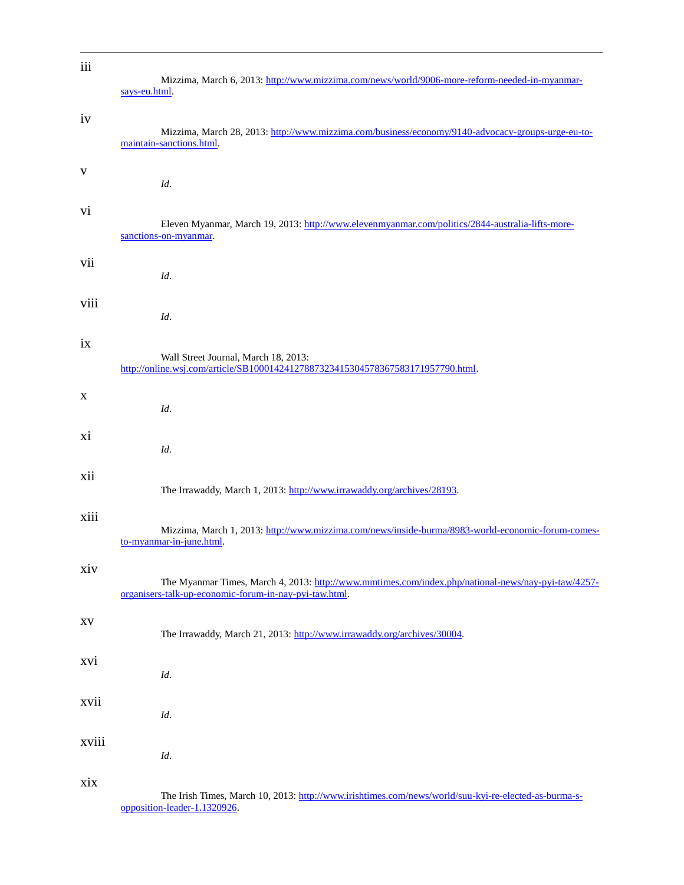---

iii Mizzima, March 6, 2013: [http://www.mizzima.com/news/world/9006-more-reform-needed-in-myanmar-says-eu.html](http://www.mizzima.com/news/world/9006-more-reform-needed-in-myanmar-says-eu.html).

iv Mizzima, March 28, 2013: [http://www.mizzima.com/business/economy/9140-advocacy-groups-urge-eu-to-maintain-sanctions.html](http://www.mizzima.com/business/economy/9140-advocacy-groups-urge-eu-to-maintain-sanctions.html).

v *Id*.

vi Eleven Myanmar, March 19, 2013: [http://www.elevenmyanmar.com/politics/2844-australia-lifts-more-sanctions-on-myanmar](http://www.elevenmyanmar.com/politics/2844-australia-lifts-more-sanctions-on-myanmar).

vii *Id*.

viii *Id*.

ix Wall Street Journal, March 18, 2013: [http://online.wsj.com/article/SB10001424127887323415304578367583171957790.html](http://online.wsj.com/article/SB10001424127887323415304578367583171957790.html).

x *Id*.

xi *Id*.

xii The Irrawaddy, March 1, 2013: [http://www.irrawaddy.org/archives/28193](http://www.irrawaddy.org/archives/28193).

xiii Mizzima, March 1, 2013: [http://www.mizzima.com/news/inside-burma/8983-world-economic-forum-comes-to-myanmar-in-june.html](http://www.mizzima.com/news/inside-burma/8983-world-economic-forum-comes-to-myanmar-in-june.html).

xiv The Myanmar Times, March 4, 2013: [http://www.mmtimes.com/index.php/national-news/nay-pyi-taw/4257-organisers-talk-up-economic-forum-in-nay-pyi-taw.html](http://www.mmtimes.com/index.php/national-news/nay-pyi-taw/4257-organisers-talk-up-economic-forum-in-nay-pyi-taw.html).

xv The Irrawaddy, March 21, 2013: [http://www.irrawaddy.org/archives/30004](http://www.irrawaddy.org/archives/30004).

xvi *Id*.

xvii *Id*.

xviii *Id*.

xix The Irish Times, March 10, 2013: [http://www.irishtimes.com/news/world/suu-kyi-re-elected-as-burma-s-opposition-leader-1.1320926](http://www.irishtimes.com/news/world/suu-kyi-re-elected-as-burma-s-opposition-leader-1.1320926).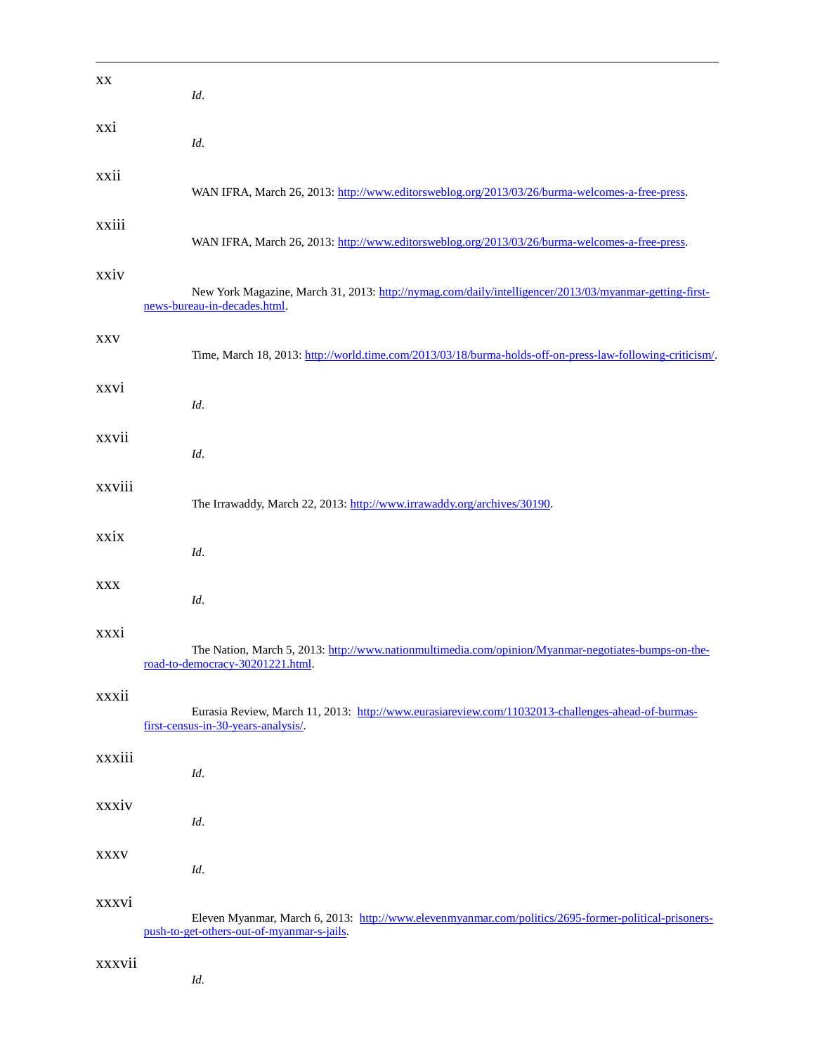---

xx *Id*.

xxi *Id*.

xxii WAN IFRA, March 26, 2013: [http://www.editorsweblog.org/2013/03/26/burma-welcomes-a-free-press](http://www.editorsweblog.org/2013/03/26/burma-welcomes-a-free-press).

xxiii WAN IFRA, March 26, 2013: [http://www.editorsweblog.org/2013/03/26/burma-welcomes-a-free-press](http://www.editorsweblog.org/2013/03/26/burma-welcomes-a-free-press).

xxiv New York Magazine, March 31, 2013: [http://nymag.com/daily/intelligencer/2013/03/myanmar-getting-first-news-bureau-in-decades.html](http://nymag.com/daily/intelligencer/2013/03/myanmar-getting-first-news-bureau-in-decades.html).

xxv Time, March 18, 2013: [http://world.time.com/2013/03/18/burma-holds-off-on-press-law-following-criticism/](http://world.time.com/2013/03/18/burma-holds-off-on-press-law-following-criticism/).

xxvi *Id*.

xxvii *Id*.

xxviii The Irrawaddy, March 22, 2013: [http://www.irrawaddy.org/archives/30190](http://www.irrawaddy.org/archives/30190).

xxix *Id*.

xxx *Id*.

xxxi The Nation, March 5, 2013: [http://www.nationmultimedia.com/opinion/Myanmar-negotiates-bumps-on-the-road-to-democracy-30201221.html](http://www.nationmultimedia.com/opinion/Myanmar-negotiates-bumps-on-the-road-to-democracy-30201221.html).

xxxii Eurasia Review, March 11, 2013: [http://www.eurasiareview.com/11032013-challenges-ahead-of-burmas-first-census-in-30-years-analysis/](http://www.eurasiareview.com/11032013-challenges-ahead-of-burmas-first-census-in-30-years-analysis/).

xxxiii *Id*.

xxxiv *Id*.

xxxv *Id*.

xxxvi Eleven Myanmar, March 6, 2013: [http://www.elevenmyanmar.com/politics/2695-former-political-prisoners-push-to-get-others-out-of-myanmar-s-jails](http://www.elevenmyanmar.com/politics/2695-former-political-prisoners-push-to-get-others-out-of-myanmar-s-jails).

xxxvii *Id*.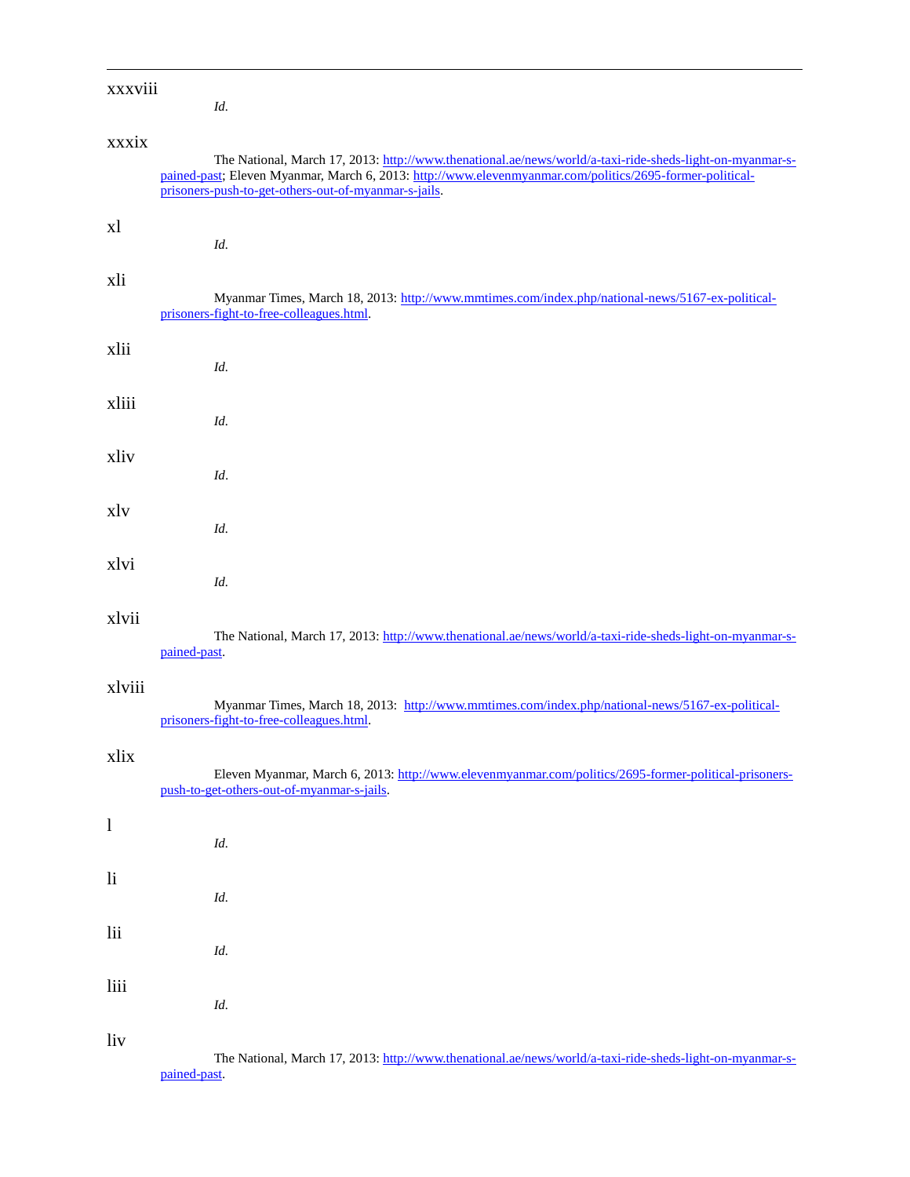xxxviii *Id*.

xxxix The National, March 17, 2013: http://www.thenational.ae/news/world/a-taxi-ride-sheds-light-on-myanmar-s-pained-past; Eleven Myanmar, March 6, 2013: http://www.elevenmyanmar.com/politics/2695-former-political-prisoners-push-to-get-others-out-of-myanmar-s-jails.

xl *Id*.

xli Myanmar Times, March 18, 2013: http://www.mmtimes.com/index.php/national-news/5167-ex-political-prisoners-fight-to-free-colleagues.html.

xlii *Id*.

xliii *Id*.

xliv *Id*.

xlv *Id*.

xlvi *Id*.

xlvii The National, March 17, 2013: http://www.thenational.ae/news/world/a-taxi-ride-sheds-light-on-myanmar-s-pained-past.

xlviii Myanmar Times, March 18, 2013: http://www.mmtimes.com/index.php/national-news/5167-ex-political-prisoners-fight-to-free-colleagues.html.

xlix Eleven Myanmar, March 6, 2013: http://www.elevenmyanmar.com/politics/2695-former-political-prisoners-push-to-get-others-out-of-myanmar-s-jails.

l *Id*.

li *Id*.

lii *Id*.

liii *Id*.

liv The National, March 17, 2013: http://www.thenational.ae/news/world/a-taxi-ride-sheds-light-on-myanmar-s-pained-past.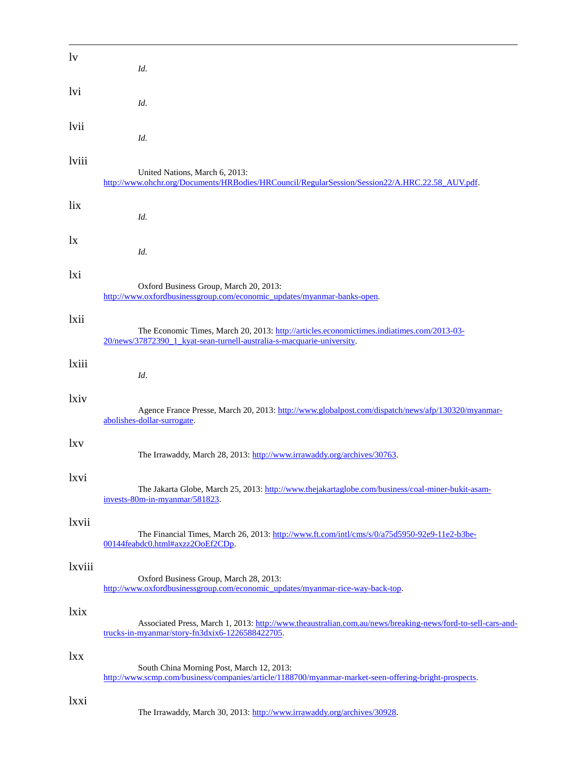lv *Id*.

lvi *Id*.

lvii *Id*.

lviii United Nations, March 6, 2013: http://www.ohchr.org/Documents/HRBodies/HRCouncil/RegularSession/Session22/A.HRC.22.58_AUV.pdf.

lix *Id*.

lx *Id*.

lxi Oxford Business Group, March 20, 2013: http://www.oxfordbusinessgroup.com/economic_updates/myanmar-banks-open.

lxii The Economic Times, March 20, 2013: http://articles.economictimes.indiatimes.com/2013-03-20/news/37872390_1_kyat-sean-turnell-australia-s-macquarie-university.

lxiii *Id*.

lxiv Agence France Presse, March 20, 2013: http://www.globalpost.com/dispatch/news/afp/130320/myanmar-abolishes-dollar-surrogate.

lxv The Irrawaddy, March 28, 2013: http://www.irrawaddy.org/archives/30763.

lxvi The Jakarta Globe, March 25, 2013: http://www.thejakartaglobe.com/business/coal-miner-bukit-asam-invests-80m-in-myanmar/581823.

lxvii The Financial Times, March 26, 2013: http://www.ft.com/intl/cms/s/0/a75d5950-92e9-11e2-b3be-00144feabdc0.html#axzz2OoEf2CDp.

lxviii Oxford Business Group, March 28, 2013: http://www.oxfordbusinessgroup.com/economic_updates/myanmar-rice-way-back-top.

lxix Associated Press, March 1, 2013: http://www.theaustralian.com.au/news/breaking-news/ford-to-sell-cars-and-trucks-in-myanmar/story-fn3dxix6-1226588422705.

lxx South China Morning Post, March 12, 2013: http://www.scmp.com/business/companies/article/1188700/myanmar-market-seen-offering-bright-prospects.

lxxi The Irrawaddy, March 30, 2013: http://www.irrawaddy.org/archives/30928.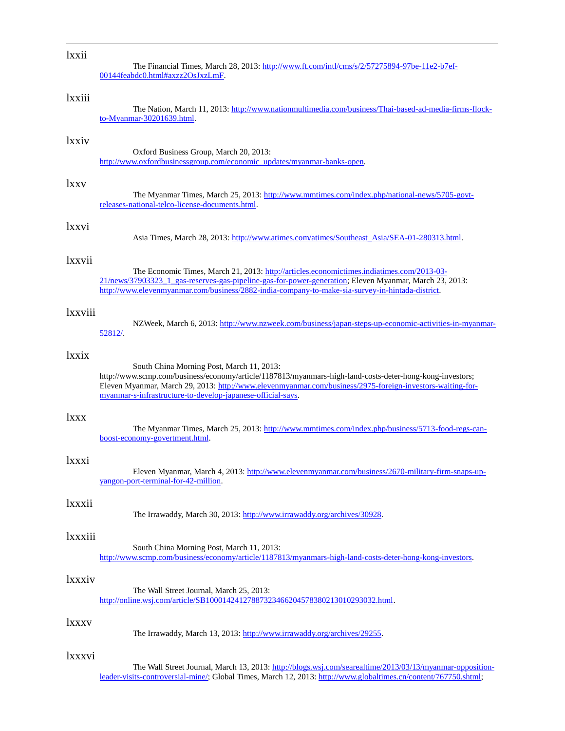lxxii

The Financial Times, March 28, 2013: http://www.ft.com/intl/cms/s/2/57275894-97be-11e2-b7ef-00144feabdc0.html#axzz2OsJxzLmF.

lxxiii

The Nation, March 11, 2013: http://www.nationmultimedia.com/business/Thai-based-ad-media-firms-flock-to-Myanmar-30201639.html.

lxxiv

Oxford Business Group, March 20, 2013: http://www.oxfordbusinessgroup.com/economic_updates/myanmar-banks-open.

lxxv

The Myanmar Times, March 25, 2013: http://www.mmtimes.com/index.php/national-news/5705-govt-releases-national-telco-license-documents.html.

lxxvi

Asia Times, March 28, 2013: http://www.atimes.com/atimes/Southeast_Asia/SEA-01-280313.html.

lxxvii

The Economic Times, March 21, 2013: http://articles.economictimes.indiatimes.com/2013-03-21/news/37903323_1_gas-reserves-gas-pipeline-gas-for-power-generation; Eleven Myanmar, March 23, 2013: http://www.elevenmyanmar.com/business/2882-india-company-to-make-sia-survey-in-hintada-district.

lxxviii

NZWeek, March 6, 2013: http://www.nzweek.com/business/japan-steps-up-economic-activities-in-myanmar-52812/.

lxxix

South China Morning Post, March 11, 2013: http://www.scmp.com/business/economy/article/1187813/myanmars-high-land-costs-deter-hong-kong-investors; Eleven Myanmar, March 29, 2013: http://www.elevenmyanmar.com/business/2975-foreign-investors-waiting-for-myanmar-s-infrastructure-to-develop-japanese-official-says.

lxxx

The Myanmar Times, March 25, 2013: http://www.mmtimes.com/index.php/business/5713-food-regs-can-boost-economy-govertment.html.

lxxxi

Eleven Myanmar, March 4, 2013: http://www.elevenmyanmar.com/business/2670-military-firm-snaps-up-yangon-port-terminal-for-42-million.

lxxxii

The Irrawaddy, March 30, 2013: http://www.irrawaddy.org/archives/30928.

lxxxiii

South China Morning Post, March 11, 2013: http://www.scmp.com/business/economy/article/1187813/myanmars-high-land-costs-deter-hong-kong-investors.

lxxxiv

The Wall Street Journal, March 25, 2013: http://online.wsj.com/article/SB10001424127887323466204578380213010293032.html.

lxxxv

The Irrawaddy, March 13, 2013: http://www.irrawaddy.org/archives/29255.

lxxxvi

The Wall Street Journal, March 13, 2013: http://blogs.wsj.com/searealtime/2013/03/13/myanmar-opposition-leader-visits-controversial-mine/; Global Times, March 12, 2013: http://www.globaltimes.cn/content/767750.shtml;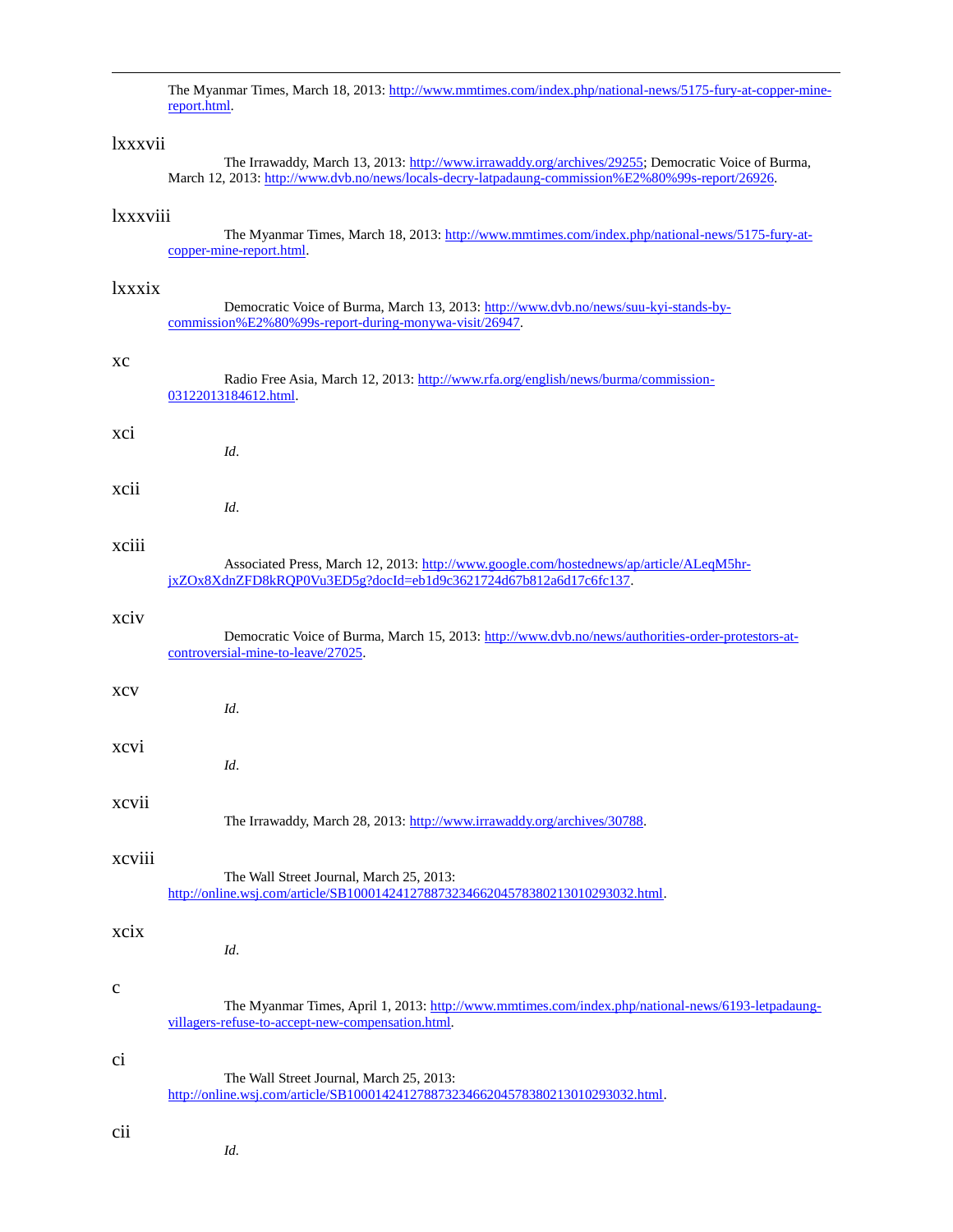The Myanmar Times, March 18, 2013: http://www.mmtimes.com/index.php/national-news/5175-fury-at-copper-mine-report.html.

lxxxvii

The Irrawaddy, March 13, 2013: http://www.irrawaddy.org/archives/29255; Democratic Voice of Burma, March 12, 2013: http://www.dvb.no/news/locals-decry-latpadaung-commission%E2%80%99s-report/26926.

lxxxviii

The Myanmar Times, March 18, 2013: http://www.mmtimes.com/index.php/national-news/5175-fury-at-copper-mine-report.html.

lxxxix

Democratic Voice of Burma, March 13, 2013: http://www.dvb.no/news/suu-kyi-stands-by-commission%E2%80%99s-report-during-monywa-visit/26947.

xc

Radio Free Asia, March 12, 2013: http://www.rfa.org/english/news/burma/commission-03122013184612.html.

xci

*Id*.

xcii

*Id*.

xciii

Associated Press, March 12, 2013: http://www.google.com/hostednews/ap/article/ALeqM5hr-jxZOx8XdnZFD8kRQP0Vu3ED5g?docId=eb1d9c3621724d67b812a6d17c6fc137.

xciv

Democratic Voice of Burma, March 15, 2013: http://www.dvb.no/news/authorities-order-protestors-at-controversial-mine-to-leave/27025.

xcv

*Id*.

xcvi

*Id*.

xcvii

The Irrawaddy, March 28, 2013: http://www.irrawaddy.org/archives/30788.

xcviii

The Wall Street Journal, March 25, 2013: http://online.wsj.com/article/SB10001424127887323466204578380213010293032.html.

xcix

*Id*.

c

The Myanmar Times, April 1, 2013: http://www.mmtimes.com/index.php/national-news/6193-letpadaung-villagers-refuse-to-accept-new-compensation.html.

ci

The Wall Street Journal, March 25, 2013: http://online.wsj.com/article/SB10001424127887323466204578380213010293032.html.

cii

*Id*.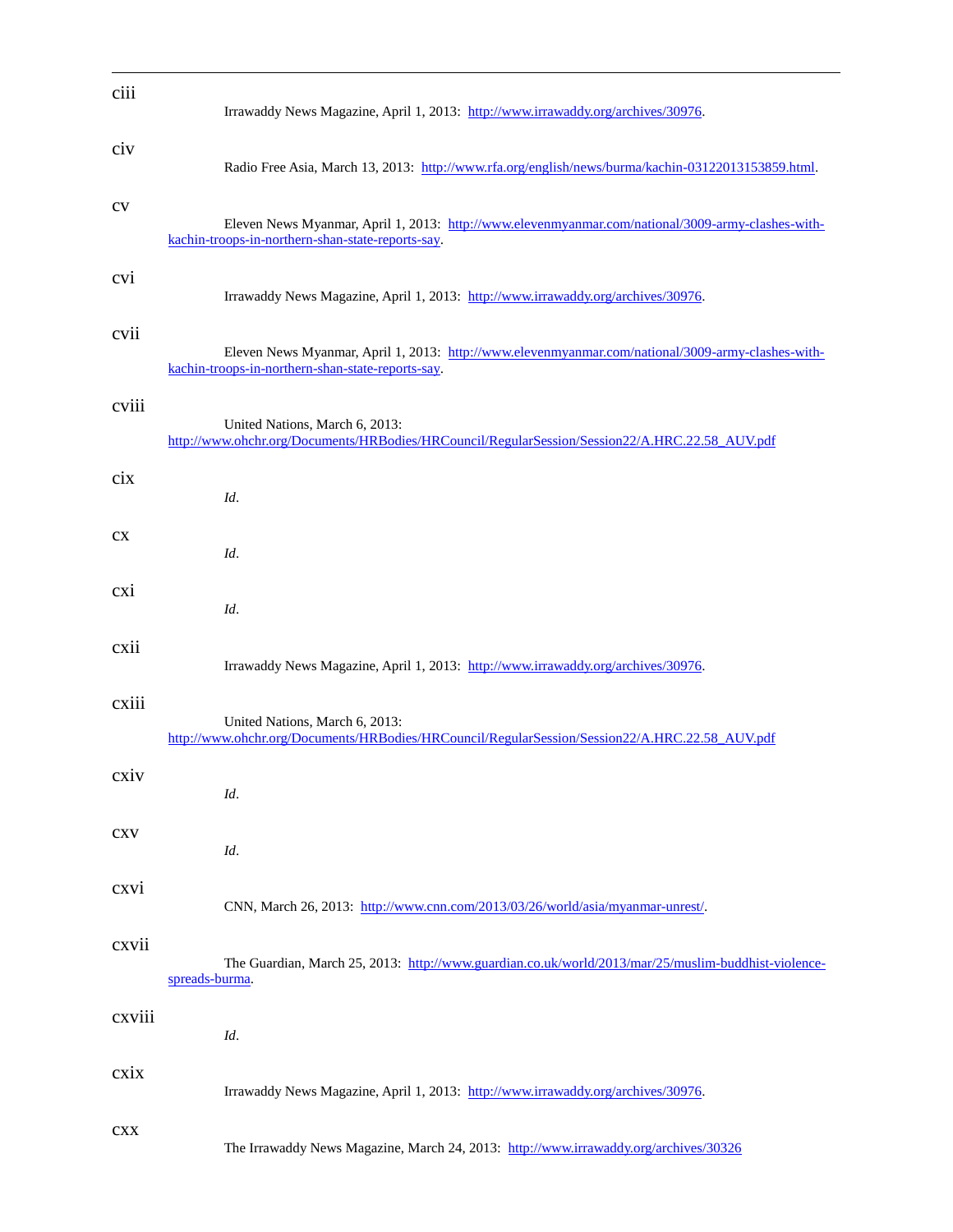ciii Irrawaddy News Magazine, April 1, 2013: http://www.irrawaddy.org/archives/30976.

civ Radio Free Asia, March 13, 2013: http://www.rfa.org/english/news/burma/kachin-03122013153859.html.

cv Eleven News Myanmar, April 1, 2013: http://www.elevenmyanmar.com/national/3009-army-clashes-with-kachin-troops-in-northern-shan-state-reports-say.

cvi Irrawaddy News Magazine, April 1, 2013: http://www.irrawaddy.org/archives/30976.

cvii Eleven News Myanmar, April 1, 2013: http://www.elevenmyanmar.com/national/3009-army-clashes-with-kachin-troops-in-northern-shan-state-reports-say.

cviii United Nations, March 6, 2013: http://www.ohchr.org/Documents/HRBodies/HRCouncil/RegularSession/Session22/A.HRC.22.58_AUV.pdf

cix *Id*.

cx *Id*.

cxi *Id*.

cxii Irrawaddy News Magazine, April 1, 2013: http://www.irrawaddy.org/archives/30976.

cxiii United Nations, March 6, 2013: http://www.ohchr.org/Documents/HRBodies/HRCouncil/RegularSession/Session22/A.HRC.22.58_AUV.pdf

cxiv *Id*.

cxv *Id*.

cxvi CNN, March 26, 2013: http://www.cnn.com/2013/03/26/world/asia/myanmar-unrest/.

cxvii The Guardian, March 25, 2013: http://www.guardian.co.uk/world/2013/mar/25/muslim-buddhist-violence-spreads-burma.

cxviii *Id*.

cxix Irrawaddy News Magazine, April 1, 2013: http://www.irrawaddy.org/archives/30976.

cxx The Irrawaddy News Magazine, March 24, 2013: http://www.irrawaddy.org/archives/30326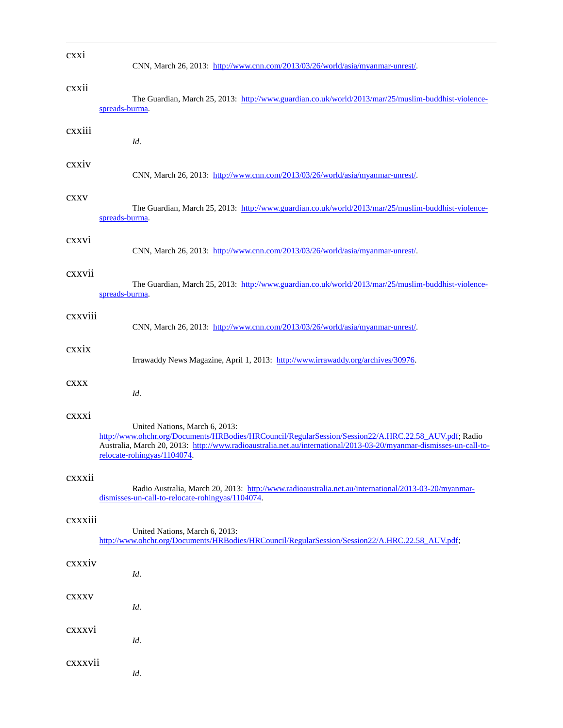cxxi

CNN, March 26, 2013: http://www.cnn.com/2013/03/26/world/asia/myanmar-unrest/.

cxxii

The Guardian, March 25, 2013: http://www.guardian.co.uk/world/2013/mar/25/muslim-buddhist-violence-spreads-burma.

cxxiii

*Id*.

cxxiv

CNN, March 26, 2013: http://www.cnn.com/2013/03/26/world/asia/myanmar-unrest/.

cxxv

The Guardian, March 25, 2013: http://www.guardian.co.uk/world/2013/mar/25/muslim-buddhist-violence-spreads-burma.

cxxvi

CNN, March 26, 2013: http://www.cnn.com/2013/03/26/world/asia/myanmar-unrest/.

cxxvii

The Guardian, March 25, 2013: http://www.guardian.co.uk/world/2013/mar/25/muslim-buddhist-violence-spreads-burma.

cxxviii

CNN, March 26, 2013: http://www.cnn.com/2013/03/26/world/asia/myanmar-unrest/.

cxxix

Irrawaddy News Magazine, April 1, 2013: http://www.irrawaddy.org/archives/30976.

cxxx

*Id*.

cxxxi

United Nations, March 6, 2013: http://www.ohchr.org/Documents/HRBodies/HRCouncil/RegularSession/Session22/A.HRC.22.58_AUV.pdf; Radio Australia, March 20, 2013: http://www.radioaustralia.net.au/international/2013-03-20/myanmar-dismisses-un-call-to-relocate-rohingyas/1104074.

cxxxii

Radio Australia, March 20, 2013: http://www.radioaustralia.net.au/international/2013-03-20/myanmar-dismisses-un-call-to-relocate-rohingyas/1104074.

cxxxiii

United Nations, March 6, 2013: http://www.ohchr.org/Documents/HRBodies/HRCouncil/RegularSession/Session22/A.HRC.22.58_AUV.pdf;

cxxxiv

*Id*.

cxxxv

*Id*.

cxxxvi

*Id*.

cxxxvii

*Id*.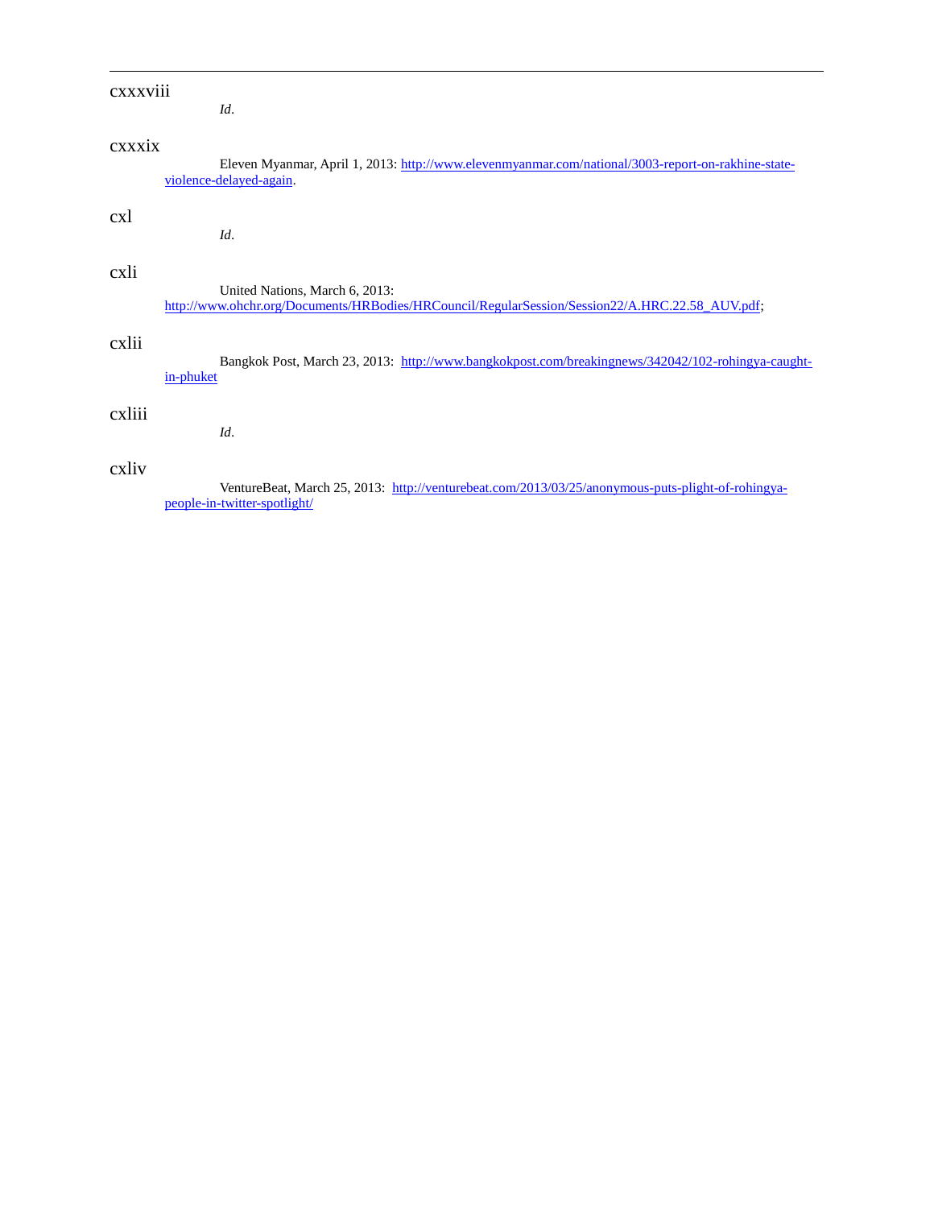---

cxxxviii

*Id*.

cxxxix

Eleven Myanmar, April 1, 2013: http://www.elevenmyanmar.com/national/3003-report-on-rakhine-state-violence-delayed-again.

cxl

*Id*.

cxli

United Nations, March 6, 2013: http://www.ohchr.org/Documents/HRBodies/HRCouncil/RegularSession/Session22/A.HRC.22.58_AUV.pdf;

cxlii

Bangkok Post, March 23, 2013: http://www.bangkokpost.com/breakingnews/342042/102-rohingya-caught-in-phuket

cxliii

*Id*.

cxliv

VentureBeat, March 25, 2013: http://venturebeat.com/2013/03/25/anonymous-puts-plight-of-rohingya-people-in-twitter-spotlight/